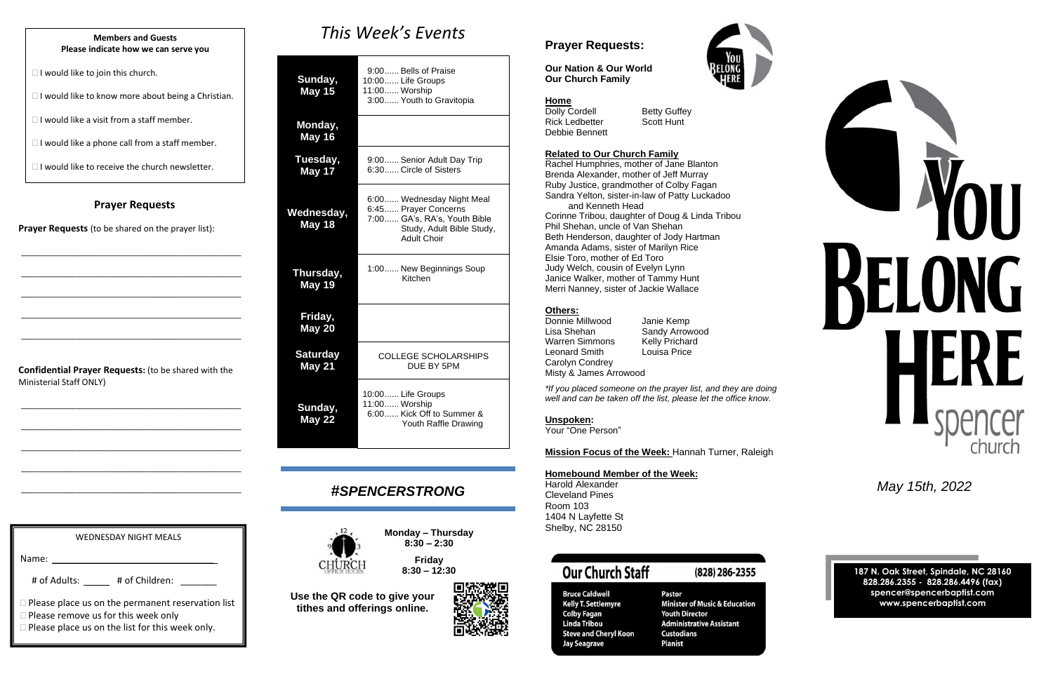**Members and Guests**
**Please indicate how we can serve you**

- ☐ I would like to join this church.
- ☐ I would like to know more about being a Christian.
- ☐ I would like a visit from a staff member.
- ☐ I would like a phone call from a staff member.
- ☐ I would like to receive the church newsletter.

## Prayer Requests

**Prayer Requests** (to be shared on the prayer list):

\_\_\_\_\_\_\_\_\_\_\_\_\_\_\_\_\_\_\_\_\_\_\_\_\_\_\_\_\_\_\_\_\_\_\_\_\_\_\_\_

\_\_\_\_\_\_\_\_\_\_\_\_\_\_\_\_\_\_\_\_\_\_\_\_\_\_\_\_\_\_\_\_\_\_\_\_\_\_\_\_

\_\_\_\_\_\_\_\_\_\_\_\_\_\_\_\_\_\_\_\_\_\_\_\_\_\_\_\_\_\_\_\_\_\_\_\_\_\_\_\_

\_\_\_\_\_\_\_\_\_\_\_\_\_\_\_\_\_\_\_\_\_\_\_\_\_\_\_\_\_\_\_\_\_\_\_\_\_\_\_\_

\_\_\_\_\_\_\_\_\_\_\_\_\_\_\_\_\_\_\_\_\_\_\_\_\_\_\_\_\_\_\_\_\_\_\_\_\_\_\_\_

**Confidential Prayer Requests:** (to be shared with the Ministerial Staff ONLY)

\_\_\_\_\_\_\_\_\_\_\_\_\_\_\_\_\_\_\_\_\_\_\_\_\_\_\_\_\_\_\_\_\_\_\_\_\_\_\_\_

\_\_\_\_\_\_\_\_\_\_\_\_\_\_\_\_\_\_\_\_\_\_\_\_\_\_\_\_\_\_\_\_\_\_\_\_\_\_\_\_

\_\_\_\_\_\_\_\_\_\_\_\_\_\_\_\_\_\_\_\_\_\_\_\_\_\_\_\_\_\_\_\_\_\_\_\_\_\_\_\_

\_\_\_\_\_\_\_\_\_\_\_\_\_\_\_\_\_\_\_\_\_\_\_\_\_\_\_\_\_\_\_\_\_\_\_\_\_\_\_\_

\_\_\_\_\_\_\_\_\_\_\_\_\_\_\_\_\_\_\_\_\_\_\_\_\_\_\_\_\_\_\_\_\_\_\_\_\_\_\_\_

---

WEDNESDAY NIGHT MEALS

Name: \_\_\_\_\_\_\_\_\_\_\_\_\_\_\_\_\_\_\_\_\_\_\_\_\_\_\_\_

\# of Adults: \_\_\_\_\_ # of Children: \_\_\_\_\_\_\_

- ☐ Please place us on the permanent reservation list
- ☐ Please remove us for this week only
- ☐ Please place us on the list for this week only.

# This Week's Events

| | |
|---|---|
| **Sunday, May 15** | 9:00...... Bells of Praise<br>10:00...... Life Groups<br>11:00...... Worship<br>3:00...... Youth to Gravitopia |
| **Monday, May 16** | |
| **Tuesday, May 17** | 9:00...... Senior Adult Day Trip<br>6:30...... Circle of Sisters |
| **Wednesday, May 18** | 6:00...... Wednesday Night Meal<br>6:45...... Prayer Concerns<br>7:00...... GA's, RA's, Youth Bible Study, Adult Bible Study, Adult Choir |
| **Thursday, May 19** | 1:00...... New Beginnings Soup Kitchen |
| **Friday, May 20** | |
| **Saturday May 21** | COLLEGE SCHOLARSHIPS DUE BY 5PM |
| **Sunday, May 22** | 10:00...... Life Groups<br>11:00...... Worship<br>6:00...... Kick Off to Summer & Youth Raffle Drawing |

## *#SPENCERSTRONG*

CHURCH OFFICE HOURS

**Monday – Thursday**
**8:30 – 2:30**

**Friday**
**8:30 – 12:30**

**Use the QR code to give your tithes and offerings online.**

## Prayer Requests:

**Our Nation & Our World**
**Our Church Family**

**Home**
Dolly Cordell
Betty Guffey
Rick Ledbetter
Scott Hunt
Debbie Bennett

**Related to Our Church Family**
Rachel Humphries, mother of Jane Blanton
Brenda Alexander, mother of Jeff Murray
Ruby Justice, grandmother of Colby Fagan
Sandra Yelton, sister-in-law of Patty Luckadoo and Kenneth Head
Corinne Tribou, daughter of Doug & Linda Tribou
Phil Shehan, uncle of Van Shehan
Beth Henderson, daughter of Jody Hartman
Amanda Adams, sister of Marilyn Rice
Elsie Toro, mother of Ed Toro
Judy Welch, cousin of Evelyn Lynn
Janice Walker, mother of Tammy Hunt
Merri Nanney, sister of Jackie Wallace

**Others:**
Donnie Millwood
Janie Kemp
Lisa Shehan
Sandy Arrowood
Warren Simmons
Kelly Prichard
Leonard Smith
Louisa Price
Carolyn Condrey
Misty & James Arrowood

*\*If you placed someone on the prayer list, and they are doing well and can be taken off the list, please let the office know.*

**Unspoken:**
Your "One Person"

**Mission Focus of the Week:** Hannah Turner, Raleigh

**Homebound Member of the Week:**
Harold Alexander
Cleveland Pines
Room 103
1404 N Layfette St
Shelby, NC 28150

## Our Church Staff (828) 286-2355

| | |
|---|---|
| Bruce Caldwell | Pastor |
| Kelly T. Settlemyre | Minister of Music & Education |
| Colby Fagan | Youth Director |
| Linda Tribou | Administrative Assistant |
| Steve and Cheryl Koon | Custodians |
| Jay Seagrave | Pianist |

# YOU BELONG HERE
spencer church

*May 15th, 2022*

**187 N. Oak Street, Spindale, NC 28160**
**828.286.2355 - 828.286.4496 (fax)**
**spencer@spencerbaptist.com**
**www.spencerbaptist.com**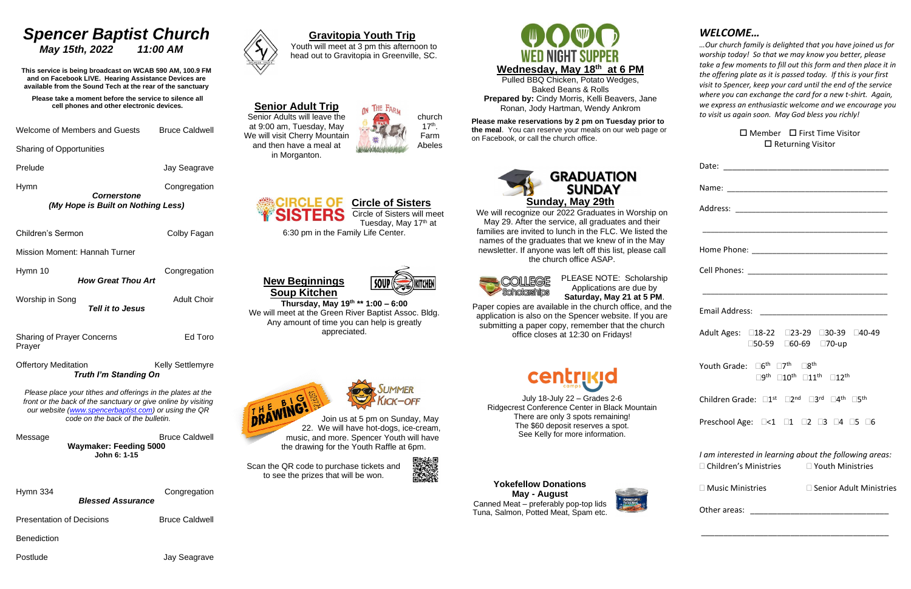# Spencer Baptist Church

***May 15th, 2022 11:00 AM***

**This service is being broadcast on WCAB 590 AM, 100.9 FM and on Facebook LIVE. Hearing Assistance Devices are available from the Sound Tech at the rear of the sanctuary**

**Please take a moment before the service to silence all cell phones and other electronic devices.**

Welcome of Members and Guests — Bruce Caldwell

Sharing of Opportunities

Prelude — Jay Seagrave

Hymn — Congregation
***Cornerstone (My Hope is Built on Nothing Less)***

Children's Sermon — Colby Fagan

Mission Moment: Hannah Turner

Hymn 10 — Congregation
***How Great Thou Art***

Worship in Song — Adult Choir
***Tell it to Jesus***

Sharing of Prayer Concerns — Ed Toro
Prayer

Offertory Meditation — Kelly Settlemyre
***Truth I'm Standing On***

*Please place your tithes and offerings in the plates at the front or the back of the sanctuary or give online by visiting our website (www.spencerbaptist.com) or using the QR code on the back of the bulletin.*

Message — Bruce Caldwell
**Waymaker: Feeding 5000**
**John 6: 1-15**

Hymn 334 — Congregation
***Blessed Assurance***

Presentation of Decisions — Bruce Caldwell

Benediction

Postlude — Jay Seagrave

## Gravitopia Youth Trip

Youth will meet at 3 pm this afternoon to head out to Gravitopia in Greenville, SC.

## Senior Adult Trip

Senior Adults will leave the church at 9:00 am, Tuesday, May 17th. We will visit Cherry Mountain Farm and then have a meal at Abeles in Morganton.

## Circle of Sisters

Circle of Sisters will meet Tuesday, May 17th at 6:30 pm in the Family Life Center.

## New Beginnings Soup Kitchen

**Thursday, May 19th \*\* 1:00 – 6:00**
We will meet at the Green River Baptist Assoc. Bldg. Any amount of time you can help is greatly appreciated.

## The Big Drawing! Summer Kick-Off

Join us at 5 pm on Sunday, May 22. We will have hot-dogs, ice-cream, music, and more. Spencer Youth will have the drawing for the Youth Raffle at 6pm.

Scan the QR code to purchase tickets and to see the prizes that will be won.

## WED NIGHT SUPPER

**Wednesday, May 18th at 6 PM**
Pulled BBQ Chicken, Potato Wedges, Baked Beans & Rolls
**Prepared by:** Cindy Morris, Kelli Beavers, Jane Ronan, Jody Hartman, Wendy Ankrom

**Please make reservations by 2 pm on Tuesday prior to the meal**. You can reserve your meals on our web page or on Facebook, or call the church office.

## GRADUATION SUNDAY

**Sunday, May 29th**
We will recognize our 2022 Graduates in Worship on May 29. After the service, all graduates and their families are invited to lunch in the FLC. We listed the names of the graduates that we knew of in the May newsletter. If anyone was left off this list, please call the church office ASAP.

## College Scholarships

PLEASE NOTE: Scholarship Applications are due by **Saturday, May 21 at 5 PM**. Paper copies are available in the church office, and the application is also on the Spencer website. If you are submitting a paper copy, remember that the church office closes at 12:30 on Fridays!

## centrikid camps

July 18-July 22 – Grades 2-6
Ridgecrest Conference Center in Black Mountain
There are only 3 spots remaining!
The $60 deposit reserves a spot.
See Kelly for more information.

**Yokefellow Donations**
**May - August**
Canned Meat – preferably pop-top lids
Tuna, Salmon, Potted Meat, Spam etc.

## WELCOME…

*…Our church family is delighted that you have joined us for worship today! So that we may know you better, please take a few moments to fill out this form and then place it in the offering plate as it is passed today. If this is your first visit to Spencer, keep your card until the end of the service where you can exchange the card for a new t-shirt. Again, we express an enthusiastic welcome and we encourage you to visit us again soon. May God bless you richly!*

☐ Member ☐ First Time Visitor
☐ Returning Visitor

Date: ____________________

Name: ____________________

Address: ____________________

____________________

Home Phone: ____________________

Cell Phones: ____________________

____________________

Email Address: ____________________

Adult Ages: ☐18-22 ☐23-29 ☐30-39 ☐40-49 ☐50-59 ☐60-69 ☐70-up

Youth Grade: ☐6th ☐7th ☐8th ☐9th ☐10th ☐11th ☐12th

Children Grade: ☐1st ☐2nd ☐3rd ☐4th ☐5th

Preschool Age: ☐<1 ☐1 ☐2 ☐3 ☐4 ☐5 ☐6

*I am interested in learning about the following areas:*

☐ Children's Ministries ☐ Youth Ministries

☐ Music Ministries ☐ Senior Adult Ministries

Other areas: ____________________

____________________